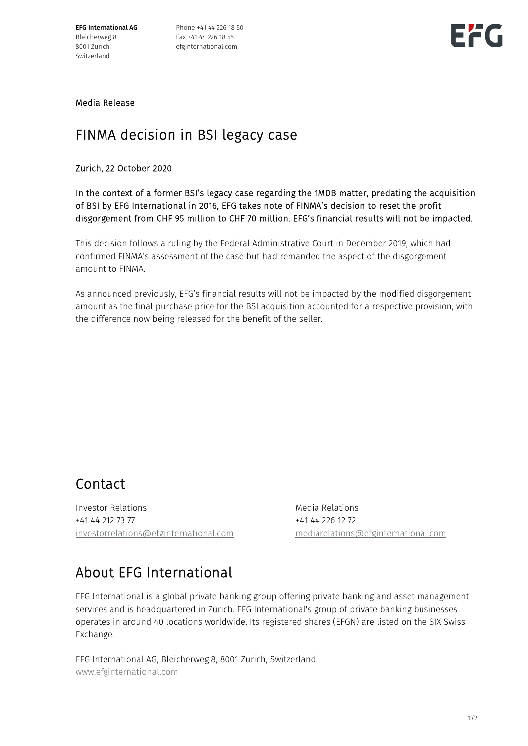**EFG International AG**
Bleicherweg 8
8001 Zurich
Switzerland

Phone +41 44 226 18 50
Fax +41 44 226 18 55
efginternational.com

Media Release

# FINMA decision in BSI legacy case

Zurich, 22 October 2020

In the context of a former BSI's legacy case regarding the 1MDB matter, predating the acquisition of BSI by EFG International in 2016, EFG takes note of FINMA's decision to reset the profit disgorgement from CHF 95 million to CHF 70 million. EFG's financial results will not be impacted.

This decision follows a ruling by the Federal Administrative Court in December 2019, which had confirmed FINMA's assessment of the case but had remanded the aspect of the disgorgement amount to FINMA.

As announced previously, EFG's financial results will not be impacted by the modified disgorgement amount as the final purchase price for the BSI acquisition accounted for a respective provision, with the difference now being released for the benefit of the seller.

## Contact

Investor Relations
+41 44 212 73 77
investorrelations@efginternational.com

Media Relations
+41 44 226 12 72
mediarelations@efginternational.com

## About EFG International

EFG International is a global private banking group offering private banking and asset management services and is headquartered in Zurich. EFG International's group of private banking businesses operates in around 40 locations worldwide. Its registered shares (EFGN) are listed on the SIX Swiss Exchange.

EFG International AG, Bleicherweg 8, 8001 Zurich, Switzerland
www.efginternational.com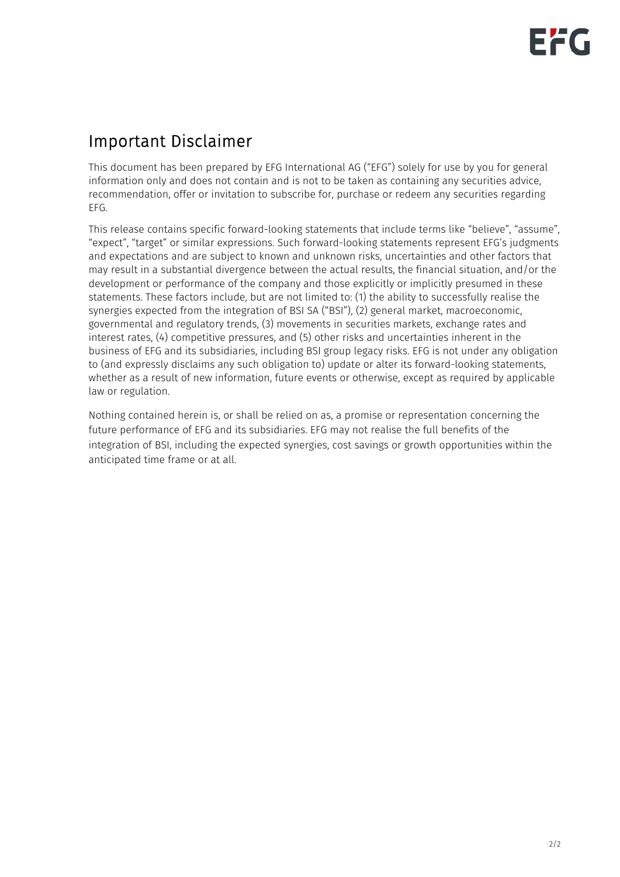## Important Disclaimer

This document has been prepared by EFG International AG ("EFG") solely for use by you for general information only and does not contain and is not to be taken as containing any securities advice, recommendation, offer or invitation to subscribe for, purchase or redeem any securities regarding EFG.

This release contains specific forward-looking statements that include terms like "believe", "assume", "expect", "target" or similar expressions. Such forward-looking statements represent EFG's judgments and expectations and are subject to known and unknown risks, uncertainties and other factors that may result in a substantial divergence between the actual results, the financial situation, and/or the development or performance of the company and those explicitly or implicitly presumed in these statements. These factors include, but are not limited to: (1) the ability to successfully realise the synergies expected from the integration of BSI SA ("BSI"), (2) general market, macroeconomic, governmental and regulatory trends, (3) movements in securities markets, exchange rates and interest rates, (4) competitive pressures, and (5) other risks and uncertainties inherent in the business of EFG and its subsidiaries, including BSI group legacy risks. EFG is not under any obligation to (and expressly disclaims any such obligation to) update or alter its forward-looking statements, whether as a result of new information, future events or otherwise, except as required by applicable law or regulation.

Nothing contained herein is, or shall be relied on as, a promise or representation concerning the future performance of EFG and its subsidiaries. EFG may not realise the full benefits of the integration of BSI, including the expected synergies, cost savings or growth opportunities within the anticipated time frame or at all.